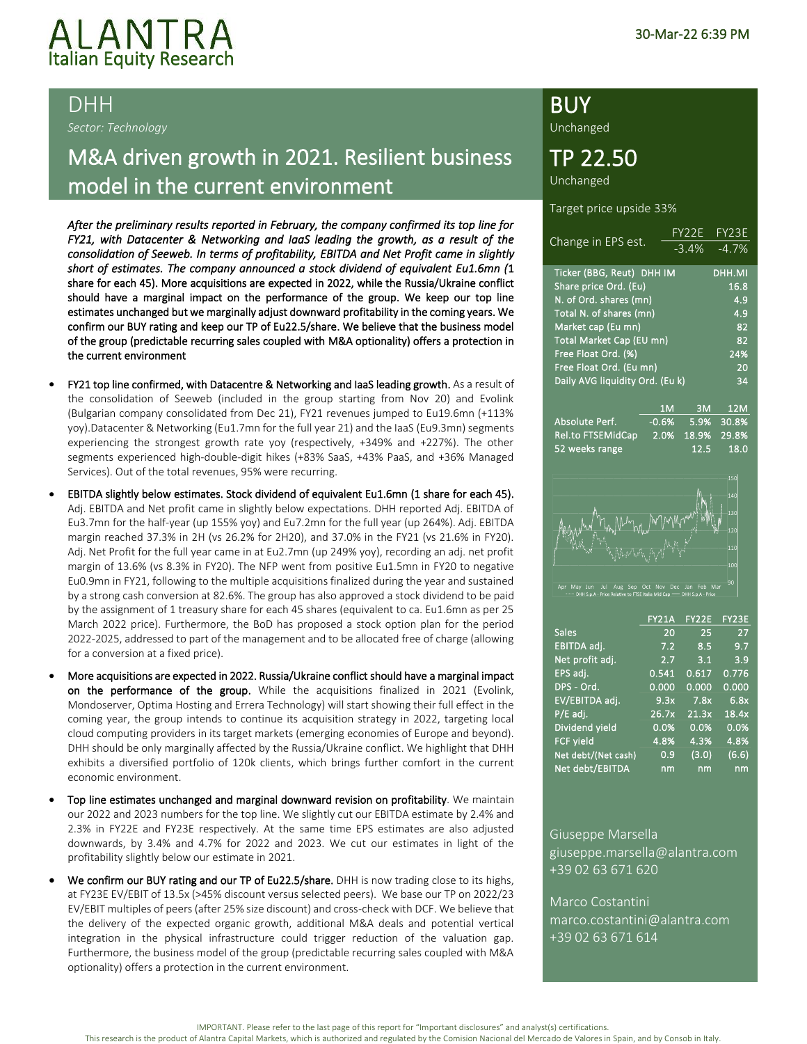# ALANTRA
Italian Equity Research

30-Mar-22 6:39 PM

## DHH

*Sector: Technology*

# M&A driven growth in 2021. Resilient business model in the current environment

*After the preliminary results reported in February, the company confirmed its top line for FY21, with Datacenter & Networking and IaaS leading the growth, as a result of the consolidation of Seeweb. In terms of profitability, EBITDA and Net Profit came in slightly short of estimates. The company announced a stock dividend of equivalent Eu1.6mn (*1 share for each 45). More acquisitions are expected in 2022, while the Russia/Ukraine conflict should have a marginal impact on the performance of the group. We keep our top line estimates unchanged but we marginally adjust downward profitability in the coming years. We confirm our BUY rating and keep our TP of Eu22.5/share. We believe that the business model of the group (predictable recurring sales coupled with M&A optionality) offers a protection in the current environment

- **FY21 top line confirmed, with Datacentre & Networking and IaaS leading growth.** As a result of the consolidation of Seeweb (included in the group starting from Nov 20) and Evolink (Bulgarian company consolidated from Dec 21), FY21 revenues jumped to Eu19.6mn (+113% yoy).Datacenter & Networking (Eu1.7mn for the full year 21) and the IaaS (Eu9.3mn) segments experiencing the strongest growth rate yoy (respectively, +349% and +227%). The other segments experienced high-double-digit hikes (+83% SaaS, +43% PaaS, and +36% Managed Services). Out of the total revenues, 95% were recurring.
- **EBITDA slightly below estimates. Stock dividend of equivalent Eu1.6mn (1 share for each 45).** Adj. EBITDA and Net profit came in slightly below expectations. DHH reported Adj. EBITDA of Eu3.7mn for the half-year (up 155% yoy) and Eu7.2mn for the full year (up 264%). Adj. EBITDA margin reached 37.3% in 2H (vs 26.2% for 2H20), and 37.0% in the FY21 (vs 21.6% in FY20). Adj. Net Profit for the full year came in at Eu2.7mn (up 249% yoy), recording an adj. net profit margin of 13.6% (vs 8.3% in FY20). The NFP went from positive Eu1.5mn in FY20 to negative Eu0.9mn in FY21, following to the multiple acquisitions finalized during the year and sustained by a strong cash conversion at 82.6%. The group has also approved a stock dividend to be paid by the assignment of 1 treasury share for each 45 shares (equivalent to ca. Eu1.6mn as per 25 March 2022 price). Furthermore, the BoD has proposed a stock option plan for the period 2022-2025, addressed to part of the management and to be allocated free of charge (allowing for a conversion at a fixed price).
- **More acquisitions are expected in 2022. Russia/Ukraine conflict should have a marginal impact on the performance of the group.** While the acquisitions finalized in 2021 (Evolink, Mondoserver, Optima Hosting and Errera Technology) will start showing their full effect in the coming year, the group intends to continue its acquisition strategy in 2022, targeting local cloud computing providers in its target markets (emerging economies of Europe and beyond). DHH should be only marginally affected by the Russia/Ukraine conflict. We highlight that DHH exhibits a diversified portfolio of 120k clients, which brings further comfort in the current economic environment.
- **Top line estimates unchanged and marginal downward revision on profitability**. We maintain our 2022 and 2023 numbers for the top line. We slightly cut our EBITDA estimate by 2.4% and 2.3% in FY22E and FY23E respectively. At the same time EPS estimates are also adjusted downwards, by 3.4% and 4.7% for 2022 and 2023. We cut our estimates in light of the profitability slightly below our estimate in 2021.
- **We confirm our BUY rating and our TP of Eu22.5/share.** DHH is now trading close to its highs, at FY23E EV/EBIT of 13.5x (>45% discount versus selected peers). We base our TP on 2022/23 EV/EBIT multiples of peers (after 25% size discount) and cross-check with DCF. We believe that the delivery of the expected organic growth, additional M&A deals and potential vertical integration in the physical infrastructure could trigger reduction of the valuation gap. Furthermore, the business model of the group (predictable recurring sales coupled with M&A optionality) offers a protection in the current environment.

## BUY
Unchanged

## TP 22.50
Unchanged

Target price upside 33%

| Change in EPS est. | FY22E | FY23E |
|---|---|---|
| | -3.4% | -4.7% |

| Ticker (BBG, Reut) DHH IM | DHH.MI |
|---|---|
| Share price Ord. (Eu) | 16.8 |
| N. of Ord. shares (mn) | 4.9 |
| Total N. of shares (mn) | 4.9 |
| Market cap (Eu mn) | 82 |
| Total Market Cap (EU mn) | 82 |
| Free Float Ord. (%) | 24% |
| Free Float Ord. (Eu mn) | 20 |
| Daily AVG liquidity Ord. (Eu k) | 34 |

| | 1M | 3M | 12M |
|---|---|---|---|
| Absolute Perf. | -0.6% | 5.9% | 30.8% |
| Rel.to FTSEMidCap | 2.0% | 18.9% | 29.8% |
| 52 weeks range | | 12.5 | 18.0 |

| | FY21A | FY22E | FY23E |
|---|---|---|---|
| Sales | 20 | 25 | 27 |
| EBITDA adj. | 7.2 | 8.5 | 9.7 |
| Net profit adj. | 2.7 | 3.1 | 3.9 |
| EPS adj. | 0.541 | 0.617 | 0.776 |
| DPS - Ord. | 0.000 | 0.000 | 0.000 |
| EV/EBITDA adj. | 9.3x | 7.8x | 6.8x |
| P/E adj. | 26.7x | 21.3x | 18.4x |
| Dividend yield | 0.0% | 0.0% | 0.0% |
| FCF yield | 4.8% | 4.3% | 4.8% |
| Net debt/(Net cash) | 0.9 | (3.0) | (6.6) |
| Net debt/EBITDA | nm | nm | nm |

Giuseppe Marsella
giuseppe.marsella@alantra.com
+39 02 63 671 620

Marco Costantini
marco.costantini@alantra.com
+39 02 63 671 614

IMPORTANT. Please refer to the last page of this report for "Important disclosures" and analyst(s) certifications.
This research is the product of Alantra Capital Markets, which is authorized and regulated by the Comision Nacional del Mercado de Valores in Spain, and by Consob in Italy.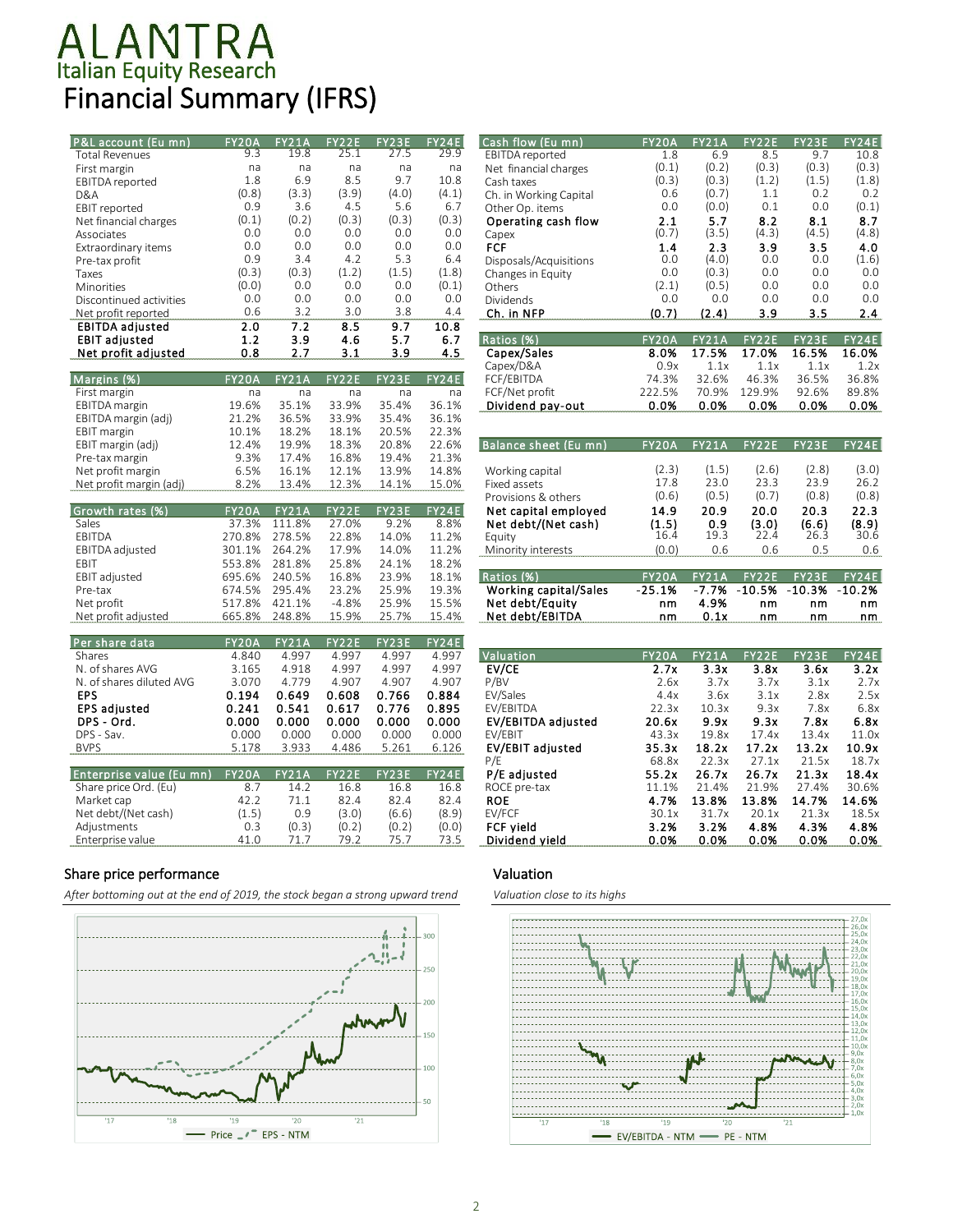# ALANTRA
## Italian Equity Research
# Financial Summary (IFRS)

| P&L account (Eu mn) | FY20A | FY21A | FY22E | FY23E | FY24E |
|---|---|---|---|---|---|
| Total Revenues | 9.3 | 19.8 | 25.1 | 27.5 | 29.9 |
| First margin | na | na | na | na | na |
| EBITDA reported | 1.8 | 6.9 | 8.5 | 9.7 | 10.8 |
| D&A | (0.8) | (3.3) | (3.9) | (4.0) | (4.1) |
| EBIT reported | 0.9 | 3.6 | 4.5 | 5.6 | 6.7 |
| Net financial charges | (0.1) | (0.2) | (0.3) | (0.3) | (0.3) |
| Associates | 0.0 | 0.0 | 0.0 | 0.0 | 0.0 |
| Extraordinary items | 0.0 | 0.0 | 0.0 | 0.0 | 0.0 |
| Pre-tax profit | 0.9 | 3.4 | 4.2 | 5.3 | 6.4 |
| Taxes | (0.3) | (0.3) | (1.2) | (1.5) | (1.8) |
| Minorities | (0.0) | 0.0 | 0.0 | 0.0 | (0.1) |
| Discontinued activities | 0.0 | 0.0 | 0.0 | 0.0 | 0.0 |
| Net profit reported | 0.6 | 3.2 | 3.0 | 3.8 | 4.4 |
| **EBITDA adjusted** | **2.0** | **7.2** | **8.5** | **9.7** | **10.8** |
| **EBIT adjusted** | **1.2** | **3.9** | **4.6** | **5.7** | **6.7** |
| **Net profit adjusted** | **0.8** | **2.7** | **3.1** | **3.9** | **4.5** |

| Margins (%) | FY20A | FY21A | FY22E | FY23E | FY24E |
|---|---|---|---|---|---|
| First margin | na | na | na | na | na |
| EBITDA margin | 19.6% | 35.1% | 33.9% | 35.4% | 36.1% |
| EBITDA margin (adj) | 21.2% | 36.5% | 33.9% | 35.4% | 36.1% |
| EBIT margin | 10.1% | 18.2% | 18.1% | 20.5% | 22.3% |
| EBIT margin (adj) | 12.4% | 19.9% | 18.3% | 20.8% | 22.6% |
| Pre-tax margin | 9.3% | 17.4% | 16.8% | 19.4% | 21.3% |
| Net profit margin | 6.5% | 16.1% | 12.1% | 13.9% | 14.8% |
| Net profit margin (adj) | 8.2% | 13.4% | 12.3% | 14.1% | 15.0% |

| Growth rates (%) | FY20A | FY21A | FY22E | FY23E | FY24E |
|---|---|---|---|---|---|
| Sales | 37.3% | 111.8% | 27.0% | 9.2% | 8.8% |
| EBITDA | 270.8% | 278.5% | 22.8% | 14.0% | 11.2% |
| EBITDA adjusted | 301.1% | 264.2% | 17.9% | 14.0% | 11.2% |
| EBIT | 553.8% | 281.8% | 25.8% | 24.1% | 18.2% |
| EBIT adjusted | 695.6% | 240.5% | 16.8% | 23.9% | 18.1% |
| Pre-tax | 674.5% | 295.4% | 23.2% | 25.9% | 19.3% |
| Net profit | 517.8% | 421.1% | -4.8% | 25.9% | 15.5% |
| Net profit adjusted | 665.8% | 248.8% | 15.9% | 25.7% | 15.4% |

| Per share data | FY20A | FY21A | FY22E | FY23E | FY24E |
|---|---|---|---|---|---|
| Shares | 4.840 | 4.997 | 4.997 | 4.997 | 4.997 |
| N. of shares AVG | 3.165 | 4.918 | 4.997 | 4.997 | 4.997 |
| N. of shares diluted AVG | 3.070 | 4.779 | 4.907 | 4.907 | 4.907 |
| **EPS** | **0.194** | **0.649** | **0.608** | **0.766** | **0.884** |
| **EPS adjusted** | **0.241** | **0.541** | **0.617** | **0.776** | **0.895** |
| **DPS - Ord.** | **0.000** | **0.000** | **0.000** | **0.000** | **0.000** |
| DPS - Sav. | 0.000 | 0.000 | 0.000 | 0.000 | 0.000 |
| BVPS | 5.178 | 3.933 | 4.486 | 5.261 | 6.126 |

| Enterprise value (Eu mn) | FY20A | FY21A | FY22E | FY23E | FY24E |
|---|---|---|---|---|---|
| Share price Ord. (Eu) | 8.7 | 14.2 | 16.8 | 16.8 | 16.8 |
| Market cap | 42.2 | 71.1 | 82.4 | 82.4 | 82.4 |
| Net debt/(Net cash) | (1.5) | 0.9 | (3.0) | (6.6) | (8.9) |
| Adjustments | 0.3 | (0.3) | (0.2) | (0.2) | (0.0) |
| Enterprise value | 41.0 | 71.7 | 79.2 | 75.7 | 73.5 |

| Cash flow (Eu mn) | FY20A | FY21A | FY22E | FY23E | FY24E |
|---|---|---|---|---|---|
| EBITDA reported | 1.8 | 6.9 | 8.5 | 9.7 | 10.8 |
| Net financial charges | (0.1) | (0.2) | (0.3) | (0.3) | (0.3) |
| Cash taxes | (0.3) | (0.3) | (1.2) | (1.5) | (1.8) |
| Ch. in Working Capital | 0.6 | (0.7) | 1.1 | 0.2 | 0.2 |
| Other Op. items | 0.0 | (0.0) | 0.1 | 0.0 | (0.1) |
| **Operating cash flow** | **2.1** | **5.7** | **8.2** | **8.1** | **8.7** |
| Capex | (0.7) | (3.5) | (4.3) | (4.5) | (4.8) |
| **FCF** | **1.4** | **2.3** | **3.9** | **3.5** | **4.0** |
| Disposals/Acquisitions | 0.0 | (4.0) | 0.0 | 0.0 | (1.6) |
| Changes in Equity | 0.0 | (0.3) | 0.0 | 0.0 | 0.0 |
| Others | (2.1) | (0.5) | 0.0 | 0.0 | 0.0 |
| Dividends | 0.0 | 0.0 | 0.0 | 0.0 | 0.0 |
| **Ch. in NFP** | **(0.7)** | **(2.4)** | **3.9** | **3.5** | **2.4** |

| Ratios (%) | FY20A | FY21A | FY22E | FY23E | FY24E |
|---|---|---|---|---|---|
| **Capex/Sales** | **8.0%** | **17.5%** | **17.0%** | **16.5%** | **16.0%** |
| Capex/D&A | 0.9x | 1.1x | 1.1x | 1.1x | 1.2x |
| FCF/EBITDA | 74.3% | 32.6% | 46.3% | 36.5% | 36.8% |
| FCF/Net profit | 222.5% | 70.9% | 129.9% | 92.6% | 89.8% |
| **Dividend pay-out** | **0.0%** | **0.0%** | **0.0%** | **0.0%** | **0.0%** |

| Balance sheet (Eu mn) | FY20A | FY21A | FY22E | FY23E | FY24E |
|---|---|---|---|---|---|
| Working capital | (2.3) | (1.5) | (2.6) | (2.8) | (3.0) |
| Fixed assets | 17.8 | 23.0 | 23.3 | 23.9 | 26.2 |
| Provisions & others | (0.6) | (0.5) | (0.7) | (0.8) | (0.8) |
| **Net capital employed** | **14.9** | **20.9** | **20.0** | **20.3** | **22.3** |
| **Net debt/(Net cash)** | **(1.5)** | **0.9** | **(3.0)** | **(6.6)** | **(8.9)** |
| Equity | 16.4 | 19.3 | 22.4 | 26.3 | 30.6 |
| Minority interests | (0.0) | 0.6 | 0.6 | 0.5 | 0.6 |

| Ratios (%) | FY20A | FY21A | FY22E | FY23E | FY24E |
|---|---|---|---|---|---|
| **Working capital/Sales** | **-25.1%** | **-7.7%** | **-10.5%** | **-10.3%** | **-10.2%** |
| **Net debt/Equity** | **nm** | **4.9%** | **nm** | **nm** | **nm** |
| **Net debt/EBITDA** | **nm** | **0.1x** | **nm** | **nm** | **nm** |

| Valuation | FY20A | FY21A | FY22E | FY23E | FY24E |
|---|---|---|---|---|---|
| **EV/CE** | **2.7x** | **3.3x** | **3.8x** | **3.6x** | **3.2x** |
| P/BV | 2.6x | 3.7x | 3.7x | 3.1x | 2.7x |
| EV/Sales | 4.4x | 3.6x | 3.1x | 2.8x | 2.5x |
| EV/EBITDA | 22.3x | 10.3x | 9.3x | 7.8x | 6.8x |
| **EV/EBITDA adjusted** | **20.6x** | **9.9x** | **9.3x** | **7.8x** | **6.8x** |
| EV/EBIT | 43.3x | 19.8x | 17.4x | 13.4x | 11.0x |
| **EV/EBIT adjusted** | **35.3x** | **18.2x** | **17.2x** | **13.2x** | **10.9x** |
| P/E | 68.8x | 22.3x | 27.1x | 21.5x | 18.7x |
| **P/E adjusted** | **55.2x** | **26.7x** | **26.7x** | **21.3x** | **18.4x** |
| ROCE pre-tax | 11.1% | 21.4% | 21.9% | 27.4% | 30.6% |
| **ROE** | **4.7%** | **13.8%** | **13.8%** | **14.7%** | **14.6%** |
| EV/FCF | 30.1x | 31.7x | 20.1x | 21.3x | 18.5x |
| **FCF yield** | **3.2%** | **3.2%** | **4.8%** | **4.3%** | **4.8%** |
| **Dividend yield** | **0.0%** | **0.0%** | **0.0%** | **0.0%** | **0.0%** |

### Share price performance

*After bottoming out at the end of 2019, the stock began a strong upward trend*

Price — EPS - NTM

### Valuation

*Valuation close to its highs*

EV/EBITDA - NTM — PE - NTM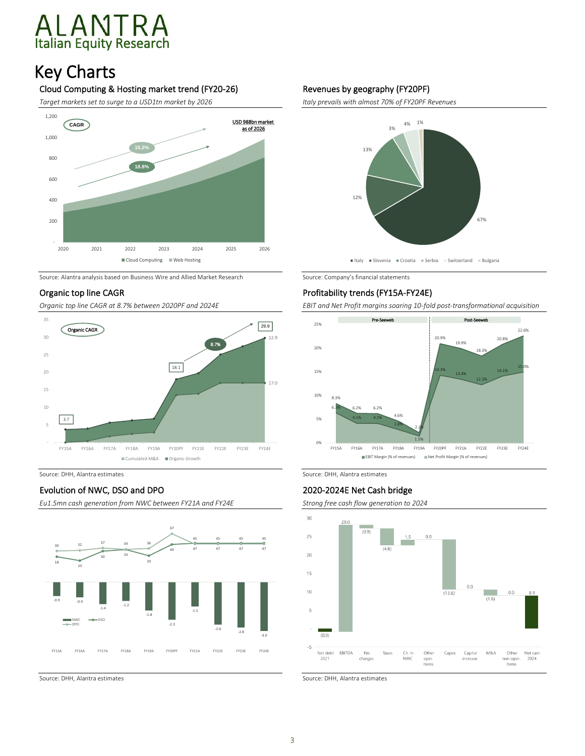# Key Charts

## Cloud Computing & Hosting market trend (FY20-26)

*Target markets set to surge to a USD1tn market by 2026*

Source: Alantra analysis based on Business Wire and Allied Market Research

## Revenues by geography (FY20PF)

*Italy prevails with almost 70% of FY20PF Revenues*

Source: Company's financial statements

## Organic top line CAGR

*Organic top line CAGR at 8.7% between 2020PF and 2024E*

Source: DHH, Alantra estimates

## Profitability trends (FY15A-FY24E)

*EBIT and Net Profit margins soaring 10-fold post-transformational acquisition*

Source: DHH, Alantra estimates

## Evolution of NWC, DSO and DPO

*Eu1.5mn cash generation from NWC between FY21A and FY24E*

Source: DHH, Alantra estimates

## 2020-2024E Net Cash bridge

*Strong free cash flow generation to 2024*

Source: DHH, Alantra estimates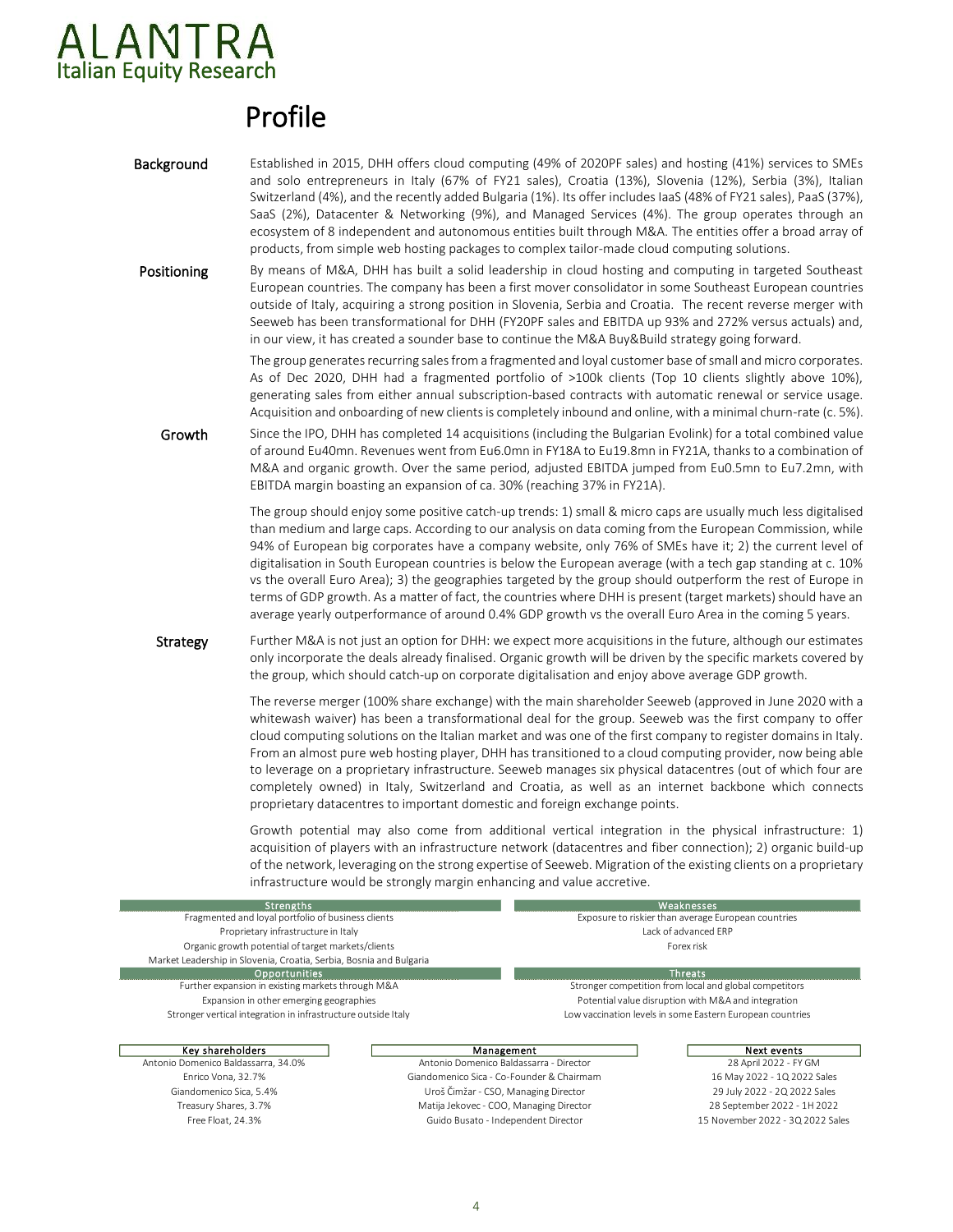# Profile

**Background**

Established in 2015, DHH offers cloud computing (49% of 2020PF sales) and hosting (41%) services to SMEs and solo entrepreneurs in Italy (67% of FY21 sales), Croatia (13%), Slovenia (12%), Serbia (3%), Italian Switzerland (4%), and the recently added Bulgaria (1%). Its offer includes IaaS (48% of FY21 sales), PaaS (37%), SaaS (2%), Datacenter & Networking (9%), and Managed Services (4%). The group operates through an ecosystem of 8 independent and autonomous entities built through M&A. The entities offer a broad array of products, from simple web hosting packages to complex tailor-made cloud computing solutions.

**Positioning**

By means of M&A, DHH has built a solid leadership in cloud hosting and computing in targeted Southeast European countries. The company has been a first mover consolidator in some Southeast European countries outside of Italy, acquiring a strong position in Slovenia, Serbia and Croatia. The recent reverse merger with Seeweb has been transformational for DHH (FY20PF sales and EBITDA up 93% and 272% versus actuals) and, in our view, it has created a sounder base to continue the M&A Buy&Build strategy going forward.

The group generates recurring sales from a fragmented and loyal customer base of small and micro corporates. As of Dec 2020, DHH had a fragmented portfolio of >100k clients (Top 10 clients slightly above 10%), generating sales from either annual subscription-based contracts with automatic renewal or service usage. Acquisition and onboarding of new clients is completely inbound and online, with a minimal churn-rate (c. 5%).

**Growth**

Since the IPO, DHH has completed 14 acquisitions (including the Bulgarian Evolink) for a total combined value of around Eu40mn. Revenues went from Eu6.0mn in FY18A to Eu19.8mn in FY21A, thanks to a combination of M&A and organic growth. Over the same period, adjusted EBITDA jumped from Eu0.5mn to Eu7.2mn, with EBITDA margin boasting an expansion of ca. 30% (reaching 37% in FY21A).

The group should enjoy some positive catch-up trends: 1) small & micro caps are usually much less digitalised than medium and large caps. According to our analysis on data coming from the European Commission, while 94% of European big corporates have a company website, only 76% of SMEs have it; 2) the current level of digitalisation in South European countries is below the European average (with a tech gap standing at c. 10% vs the overall Euro Area); 3) the geographies targeted by the group should outperform the rest of Europe in terms of GDP growth. As a matter of fact, the countries where DHH is present (target markets) should have an average yearly outperformance of around 0.4% GDP growth vs the overall Euro Area in the coming 5 years.

**Strategy**

Further M&A is not just an option for DHH: we expect more acquisitions in the future, although our estimates only incorporate the deals already finalised. Organic growth will be driven by the specific markets covered by the group, which should catch-up on corporate digitalisation and enjoy above average GDP growth.

The reverse merger (100% share exchange) with the main shareholder Seeweb (approved in June 2020 with a whitewash waiver) has been a transformational deal for the group. Seeweb was the first company to offer cloud computing solutions on the Italian market and was one of the first company to register domains in Italy. From an almost pure web hosting player, DHH has transitioned to a cloud computing provider, now being able to leverage on a proprietary infrastructure. Seeweb manages six physical datacentres (out of which four are completely owned) in Italy, Switzerland and Croatia, as well as an internet backbone which connects proprietary datacentres to important domestic and foreign exchange points.

Growth potential may also come from additional vertical integration in the physical infrastructure: 1) acquisition of players with an infrastructure network (datacentres and fiber connection); 2) organic build-up of the network, leveraging on the strong expertise of Seeweb. Migration of the existing clients on a proprietary infrastructure would be strongly margin enhancing and value accretive.

| Strengths | Weaknesses |
|---|---|
| Fragmented and loyal portfolio of business clients | Exposure to riskier than average European countries |
| Proprietary infrastructure in Italy | Lack of advanced ERP |
| Organic growth potential of target markets/clients | Forex risk |
| Market Leadership in Slovenia, Croatia, Serbia, Bosnia and Bulgaria | |
| **Opportunities** | **Threats** |
| Further expansion in existing markets through M&A | Stronger competition from local and global competitors |
| Expansion in other emerging geographies | Potential value disruption with M&A and integration |
| Stronger vertical integration in infrastructure outside Italy | Low vaccination levels in some Eastern European countries |

| Key shareholders | Management | Next events |
|---|---|---|
| Antonio Domenico Baldassarra, 34.0% | Antonio Domenico Baldassarra - Director | 28 April 2022 - FY GM |
| Enrico Vona, 32.7% | Giandomenico Sica - Co-Founder & Chairmam | 16 May 2022 - 1Q 2022 Sales |
| Giandomenico Sica, 5.4% | Uroš Čimžar - CSO, Managing Director | 29 July 2022 - 2Q 2022 Sales |
| Treasury Shares, 3.7% | Matija Jekovec - COO, Managing Director | 28 September 2022 - 1H 2022 |
| Free Float, 24.3% | Guido Busato - Independent Director | 15 November 2022 - 3Q 2022 Sales |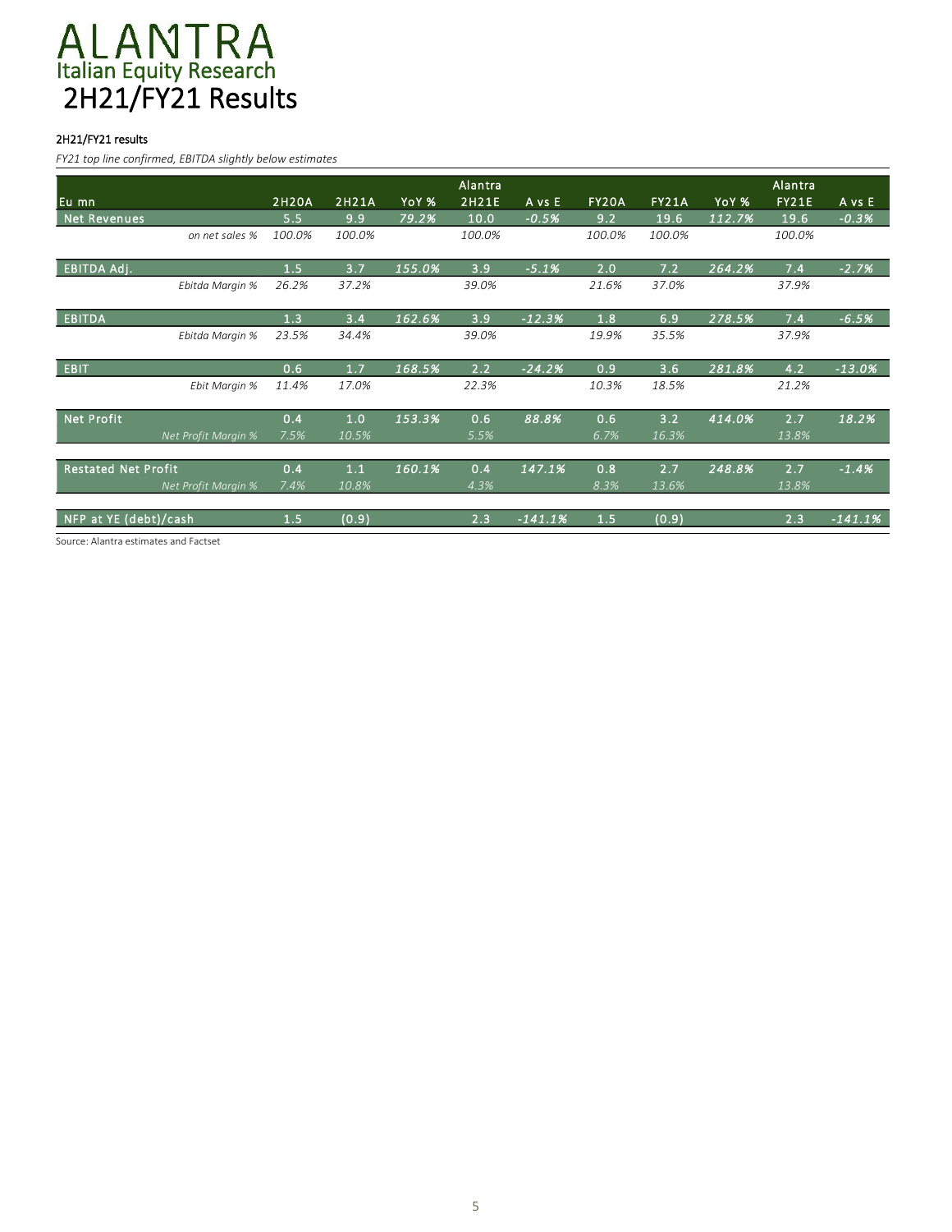## 2H21/FY21 Results

### 2H21/FY21 results

*FY21 top line confirmed, EBITDA slightly below estimates*

| Eu mn | 2H20A | 2H21A | YoY % | Alantra 2H21E | A vs E | FY20A | FY21A | YoY % | Alantra FY21E | A vs E |
|---|---|---|---|---|---|---|---|---|---|---|
| Net Revenues | 5.5 | 9.9 | 79.2% | 10.0 | -0.5% | 9.2 | 19.6 | 112.7% | 19.6 | -0.3% |
| *on net sales %* | 100.0% | 100.0% | | 100.0% | | 100.0% | 100.0% | | 100.0% | |
| EBITDA Adj. | 1.5 | 3.7 | 155.0% | 3.9 | -5.1% | 2.0 | 7.2 | 264.2% | 7.4 | -2.7% |
| *Ebitda Margin %* | 26.2% | 37.2% | | 39.0% | | 21.6% | 37.0% | | 37.9% | |
| EBITDA | 1.3 | 3.4 | 162.6% | 3.9 | -12.3% | 1.8 | 6.9 | 278.5% | 7.4 | -6.5% |
| *Ebitda Margin %* | 23.5% | 34.4% | | 39.0% | | 19.9% | 35.5% | | 37.9% | |
| EBIT | 0.6 | 1.7 | 168.5% | 2.2 | -24.2% | 0.9 | 3.6 | 281.8% | 4.2 | -13.0% |
| *Ebit Margin %* | 11.4% | 17.0% | | 22.3% | | 10.3% | 18.5% | | 21.2% | |
| Net Profit | 0.4 | 1.0 | 153.3% | 0.6 | 88.8% | 0.6 | 3.2 | 414.0% | 2.7 | 18.2% |
| *Net Profit Margin %* | 7.5% | 10.5% | | 5.5% | | 6.7% | 16.3% | | 13.8% | |
| Restated Net Profit | 0.4 | 1.1 | 160.1% | 0.4 | 147.1% | 0.8 | 2.7 | 248.8% | 2.7 | -1.4% |
| *Net Profit Margin %* | 7.4% | 10.8% | | 4.3% | | 8.3% | 13.6% | | 13.8% | |
| NFP at YE (debt)/cash | 1.5 | (0.9) | | 2.3 | -141.1% | 1.5 | (0.9) | | 2.3 | -141.1% |

Source: Alantra estimates and Factset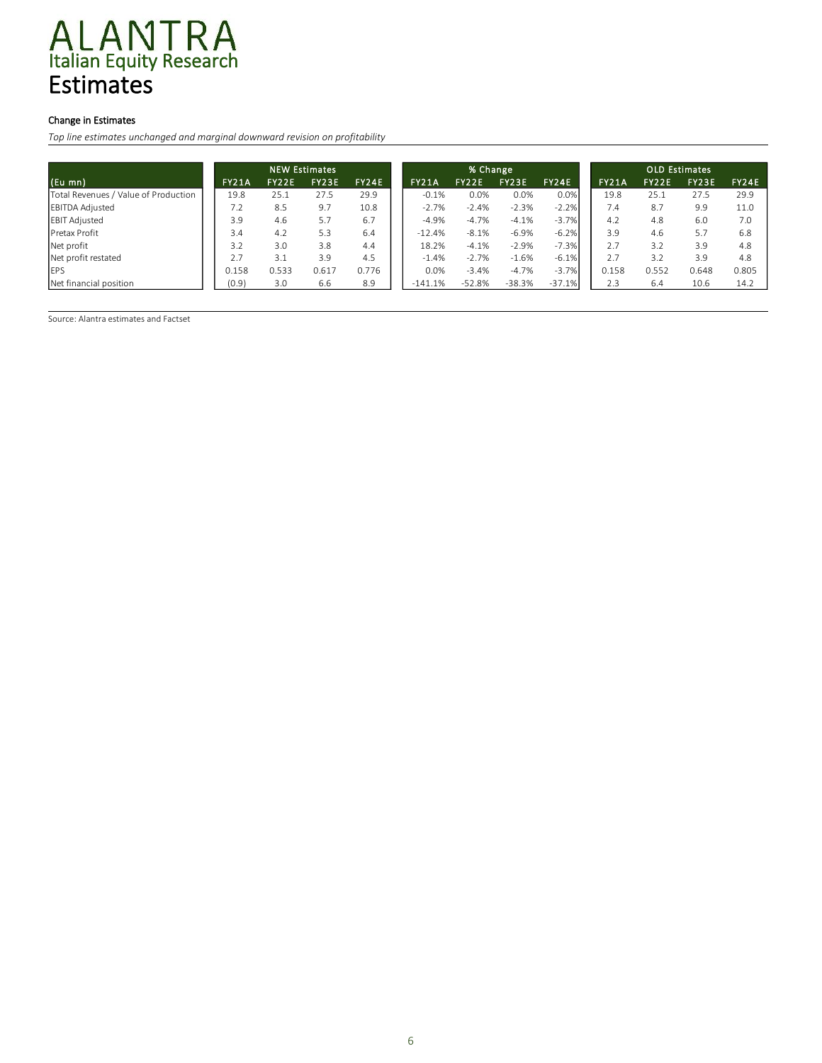# Estimates

**Change in Estimates**

*Top line estimates unchanged and marginal downward revision on profitability*

| (Eu mn) | NEW Estimates | | | | % Change | | | | OLD Estimates | | | |
|---|---|---|---|---|---|---|---|---|---|---|---|---|
| | FY21A | FY22E | FY23E | FY24E | FY21A | FY22E | FY23E | FY24E | FY21A | FY22E | FY23E | FY24E |
| Total Revenues / Value of Production | 19.8 | 25.1 | 27.5 | 29.9 | -0.1% | 0.0% | 0.0% | 0.0% | 19.8 | 25.1 | 27.5 | 29.9 |
| EBITDA Adjusted | 7.2 | 8.5 | 9.7 | 10.8 | -2.7% | -2.4% | -2.3% | -2.2% | 7.4 | 8.7 | 9.9 | 11.0 |
| EBIT Adjusted | 3.9 | 4.6 | 5.7 | 6.7 | -4.9% | -4.7% | -4.1% | -3.7% | 4.2 | 4.8 | 6.0 | 7.0 |
| Pretax Profit | 3.4 | 4.2 | 5.3 | 6.4 | -12.4% | -8.1% | -6.9% | -6.2% | 3.9 | 4.6 | 5.7 | 6.8 |
| Net profit | 3.2 | 3.0 | 3.8 | 4.4 | 18.2% | -4.1% | -2.9% | -7.3% | 2.7 | 3.2 | 3.9 | 4.8 |
| Net profit restated | 2.7 | 3.1 | 3.9 | 4.5 | -1.4% | -2.7% | -1.6% | -6.1% | 2.7 | 3.2 | 3.9 | 4.8 |
| EPS | 0.158 | 0.533 | 0.617 | 0.776 | 0.0% | -3.4% | -4.7% | -3.7% | 0.158 | 0.552 | 0.648 | 0.805 |
| Net financial position | (0.9) | 3.0 | 6.6 | 8.9 | -141.1% | -52.8% | -38.3% | -37.1% | 2.3 | 6.4 | 10.6 | 14.2 |

Source: Alantra estimates and Factset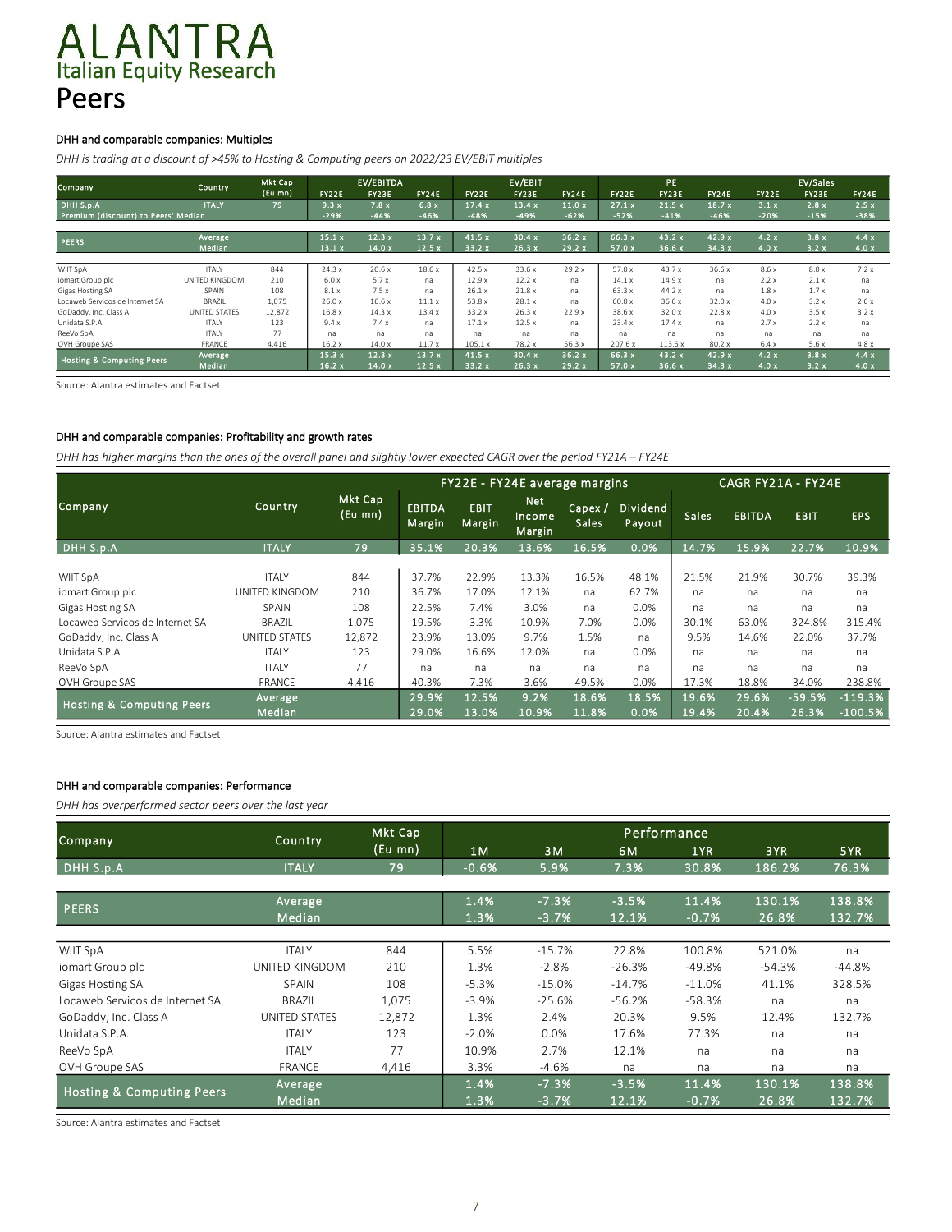# ALANTRA
## Italian Equity Research
# Peers

### DHH and comparable companies: Multiples

*DHH is trading at a discount of >45% to Hosting & Computing peers on 2022/23 EV/EBIT multiples*

| Company | Country | Mkt Cap (Eu mn) | EV/EBITDA FY22E | EV/EBITDA FY23E | EV/EBITDA FY24E | EV/EBIT FY22E | EV/EBIT FY23E | EV/EBIT FY24E | PE FY22E | PE FY23E | PE FY24E | EV/Sales FY22E | EV/Sales FY23E | EV/Sales FY24E |
|---|---|---|---|---|---|---|---|---|---|---|---|---|---|---|
| DHH S.p.A | ITALY | 79 | 9.3 x | 7.8 x | 6.8 x | 17.4 x | 13.4 x | 11.0 x | 27.1 x | 21.5 x | 18.7 x | 3.1 x | 2.8 x | 2.5 x |
| Premium (discount) to Peers' Median | | | -29% | -44% | -46% | -48% | -49% | -62% | -52% | -41% | -46% | -20% | -15% | -38% |
| PEERS | Average | | 15.1 x | 12.3 x | 13.7 x | 41.5 x | 30.4 x | 36.2 x | 66.3 x | 43.2 x | 42.9 x | 4.2 x | 3.8 x | 4.4 x |
| | Median | | 13.1 x | 14.0 x | 12.5 x | 33.2 x | 26.3 x | 29.2 x | 57.0 x | 36.6 x | 34.3 x | 4.0 x | 3.2 x | 4.0 x |
| WIIT SpA | ITALY | 844 | 24.3 x | 20.6 x | 18.6 x | 42.5 x | 33.6 x | 29.2 x | 57.0 x | 43.7 x | 36.6 x | 8.6 x | 8.0 x | 7.2 x |
| iomart Group plc | UNITED KINGDOM | 210 | 6.0 x | 5.7 x | na | 12.9 x | 12.2 x | na | 14.1 x | 14.9 x | na | 2.2 x | 2.1 x | na |
| Gigas Hosting SA | SPAIN | 108 | 8.1 x | 7.5 x | na | 26.1 x | 21.8 x | na | 63.3 x | 44.2 x | na | 1.8 x | 1.7 x | na |
| Locaweb Servicos de Internet SA | BRAZIL | 1,075 | 26.0 x | 16.6 x | 11.1 x | 53.8 x | 28.1 x | na | 60.0 x | 36.6 x | 32.0 x | 4.0 x | 3.2 x | 2.6 x |
| GoDaddy, Inc. Class A | UNITED STATES | 12,872 | 16.8 x | 14.3 x | 13.4 x | 33.2 x | 26.3 x | 22.9 x | 38.6 x | 32.0 x | 22.8 x | 4.0 x | 3.5 x | 3.2 x |
| Unidata S.P.A. | ITALY | 123 | 9.4 x | 7.4 x | na | 17.1 x | 12.5 x | na | 23.4 x | 17.4 x | na | 2.7 x | 2.2 x | na |
| ReeVo SpA | ITALY | 77 | na | na | na | na | na | na | na | na | na | na | na | na |
| OVH Groupe SAS | FRANCE | 4,416 | 16.2 x | 14.0 x | 11.7 x | 105.1 x | 78.2 x | 56.3 x | 207.6 x | 113.6 x | 80.2 x | 6.4 x | 5.6 x | 4.8 x |
| Hosting & Computing Peers | Average | | 15.3 x | 12.3 x | 13.7 x | 41.5 x | 30.4 x | 36.2 x | 66.3 x | 43.2 x | 42.9 x | 4.2 x | 3.8 x | 4.4 x |
| | Median | | 16.2 x | 14.0 x | 12.5 x | 33.2 x | 26.3 x | 29.2 x | 57.0 x | 36.6 x | 34.3 x | 4.0 x | 3.2 x | 4.0 x |

Source: Alantra estimates and Factset

### DHH and comparable companies: Profitability and growth rates

*DHH has higher margins than the ones of the overall panel and slightly lower expected CAGR over the period FY21A – FY24E*

| Company | Country | Mkt Cap (Eu mn) | FY22E - FY24E average margins: EBITDA Margin | EBIT Margin | Net Income Margin | Capex / Sales | Dividend Payout | CAGR FY21A - FY24E: Sales | EBITDA | EBIT | EPS |
|---|---|---|---|---|---|---|---|---|---|---|---|
| DHH S.p.A | ITALY | 79 | 35.1% | 20.3% | 13.6% | 16.5% | 0.0% | 14.7% | 15.9% | 22.7% | 10.9% |
| WIIT SpA | ITALY | 844 | 37.7% | 22.9% | 13.3% | 16.5% | 48.1% | 21.5% | 21.9% | 30.7% | 39.3% |
| iomart Group plc | UNITED KINGDOM | 210 | 36.7% | 17.0% | 12.1% | na | 62.7% | na | na | na | na |
| Gigas Hosting SA | SPAIN | 108 | 22.5% | 7.4% | 3.0% | na | 0.0% | na | na | na | na |
| Locaweb Servicos de Internet SA | BRAZIL | 1,075 | 19.5% | 3.3% | 10.9% | 7.0% | 0.0% | 30.1% | 63.0% | -324.8% | -315.4% |
| GoDaddy, Inc. Class A | UNITED STATES | 12,872 | 23.9% | 13.0% | 9.7% | 1.5% | na | 9.5% | 14.6% | 22.0% | 37.7% |
| Unidata S.P.A. | ITALY | 123 | 29.0% | 16.6% | 12.0% | na | 0.0% | na | na | na | na |
| ReeVo SpA | ITALY | 77 | na | na | na | na | na | na | na | na | na |
| OVH Groupe SAS | FRANCE | 4,416 | 40.3% | 7.3% | 3.6% | 49.5% | 0.0% | 17.3% | 18.8% | 34.0% | -238.8% |
| Hosting & Computing Peers | Average | | 29.9% | 12.5% | 9.2% | 18.6% | 18.5% | 19.6% | 29.6% | -59.5% | -119.3% |
| | Median | | 29.0% | 13.0% | 10.9% | 11.8% | 0.0% | 19.4% | 20.4% | 26.3% | -100.5% |

Source: Alantra estimates and Factset

### DHH and comparable companies: Performance

*DHH has overperformed sector peers over the last year*

| Company | Country | Mkt Cap (Eu mn) | Performance: 1M | 3M | 6M | 1YR | 3YR | 5YR |
|---|---|---|---|---|---|---|---|---|
| DHH S.p.A | ITALY | 79 | -0.6% | 5.9% | 7.3% | 30.8% | 186.2% | 76.3% |
| PEERS | Average | | 1.4% | -7.3% | -3.5% | 11.4% | 130.1% | 138.8% |
| | Median | | 1.3% | -3.7% | 12.1% | -0.7% | 26.8% | 132.7% |
| WIIT SpA | ITALY | 844 | 5.5% | -15.7% | 22.8% | 100.8% | 521.0% | na |
| iomart Group plc | UNITED KINGDOM | 210 | 1.3% | -2.8% | -26.3% | -49.8% | -54.3% | -44.8% |
| Gigas Hosting SA | SPAIN | 108 | -5.3% | -15.0% | -14.7% | -11.0% | 41.1% | 328.5% |
| Locaweb Servicos de Internet SA | BRAZIL | 1,075 | -3.9% | -25.6% | -56.2% | -58.3% | na | na |
| GoDaddy, Inc. Class A | UNITED STATES | 12,872 | 1.3% | 2.4% | 20.3% | 9.5% | 12.4% | 132.7% |
| Unidata S.P.A. | ITALY | 123 | -2.0% | 0.0% | 17.6% | 77.3% | na | na |
| ReeVo SpA | ITALY | 77 | 10.9% | 2.7% | 12.1% | na | na | na |
| OVH Groupe SAS | FRANCE | 4,416 | 3.3% | -4.6% | na | na | na | na |
| Hosting & Computing Peers | Average | | 1.4% | -7.3% | -3.5% | 11.4% | 130.1% | 138.8% |
| | Median | | 1.3% | -3.7% | 12.1% | -0.7% | 26.8% | 132.7% |

Source: Alantra estimates and Factset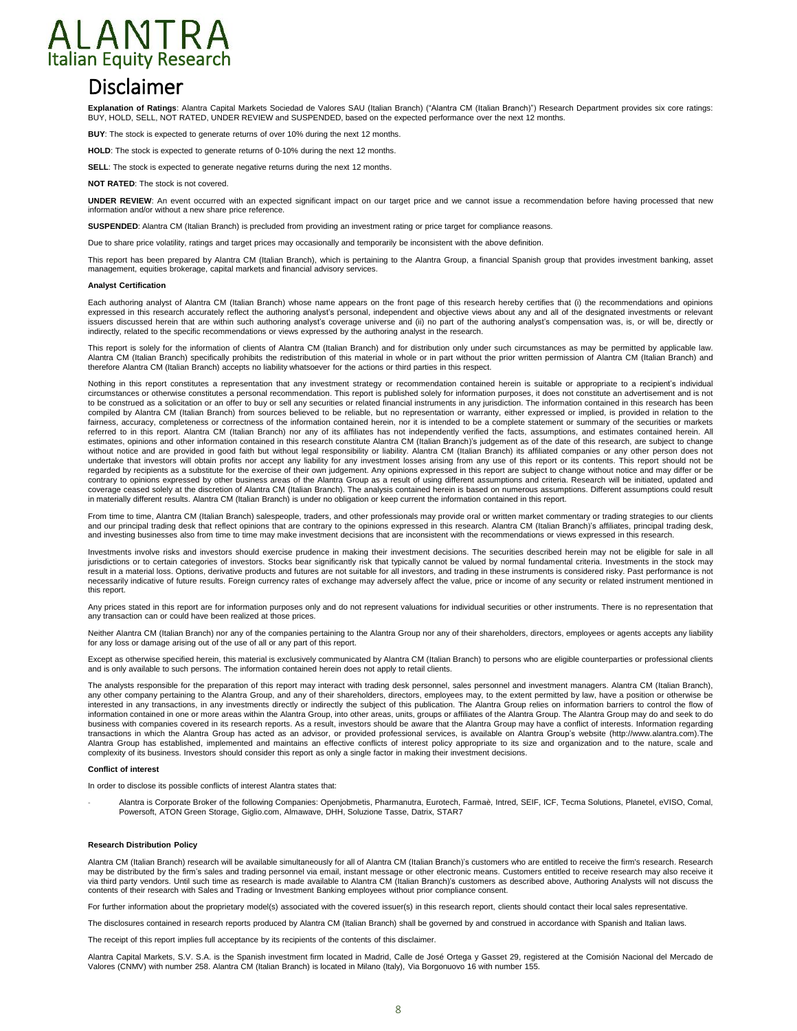# Disclaimer

**Explanation of Ratings**: Alantra Capital Markets Sociedad de Valores SAU (Italian Branch) ("Alantra CM (Italian Branch)") Research Department provides six core ratings: BUY, HOLD, SELL, NOT RATED, UNDER REVIEW and SUSPENDED, based on the expected performance over the next 12 months.

**BUY**: The stock is expected to generate returns of over 10% during the next 12 months.

**HOLD**: The stock is expected to generate returns of 0-10% during the next 12 months.

**SELL**: The stock is expected to generate negative returns during the next 12 months.

**NOT RATED**: The stock is not covered.

**UNDER REVIEW**: An event occurred with an expected significant impact on our target price and we cannot issue a recommendation before having processed that new information and/or without a new share price reference.

**SUSPENDED**: Alantra CM (Italian Branch) is precluded from providing an investment rating or price target for compliance reasons.

Due to share price volatility, ratings and target prices may occasionally and temporarily be inconsistent with the above definition.

This report has been prepared by Alantra CM (Italian Branch), which is pertaining to the Alantra Group, a financial Spanish group that provides investment banking, asset management, equities brokerage, capital markets and financial advisory services.

**Analyst Certification**

Each authoring analyst of Alantra CM (Italian Branch) whose name appears on the front page of this research hereby certifies that (i) the recommendations and opinions expressed in this research accurately reflect the authoring analyst's personal, independent and objective views about any and all of the designated investments or relevant issuers discussed herein that are within such authoring analyst's coverage universe and (ii) no part of the authoring analyst's compensation was, is, or will be, directly or indirectly, related to the specific recommendations or views expressed by the authoring analyst in the research.

This report is solely for the information of clients of Alantra CM (Italian Branch) and for distribution only under such circumstances as may be permitted by applicable law. Alantra CM (Italian Branch) specifically prohibits the redistribution of this material in whole or in part without the prior written permission of Alantra CM (Italian Branch) and therefore Alantra CM (Italian Branch) accepts no liability whatsoever for the actions or third parties in this respect.

Nothing in this report constitutes a representation that any investment strategy or recommendation contained herein is suitable or appropriate to a recipient's individual circumstances or otherwise constitutes a personal recommendation. This report is published solely for information purposes, it does not constitute an advertisement and is not to be construed as a solicitation or an offer to buy or sell any securities or related financial instruments in any jurisdiction. The information contained in this research has been compiled by Alantra CM (Italian Branch) from sources believed to be reliable, but no representation or warranty, either expressed or implied, is provided in relation to the fairness, accuracy, completeness or correctness of the information contained herein, nor it is intended to be a complete statement or summary of the securities or markets referred to in this report. Alantra CM (Italian Branch) nor any of its affiliates has not independently verified the facts, assumptions, and estimates contained herein. All estimates, opinions and other information contained in this research constitute Alantra CM (Italian Branch)'s judgement as of the date of this research, are subject to change without notice and are provided in good faith but without legal responsibility or liability. Alantra CM (Italian Branch) its affiliated companies or any other person does not undertake that investors will obtain profits nor accept any liability for any investment losses arising from any use of this report or its contents. This report should not be regarded by recipients as a substitute for the exercise of their own judgement. Any opinions expressed in this report are subject to change without notice and may differ or be contrary to opinions expressed by other business areas of the Alantra Group as a result of using different assumptions and criteria. Research will be initiated, updated and coverage ceased solely at the discretion of Alantra CM (Italian Branch). The analysis contained herein is based on numerous assumptions. Different assumptions could result in materially different results. Alantra CM (Italian Branch) is under no obligation or keep current the information contained in this report.

From time to time, Alantra CM (Italian Branch) salespeople, traders, and other professionals may provide oral or written market commentary or trading strategies to our clients and our principal trading desk that reflect opinions that are contrary to the opinions expressed in this research. Alantra CM (Italian Branch)'s affiliates, principal trading desk, and investing businesses also from time to time may make investment decisions that are inconsistent with the recommendations or views expressed in this research.

Investments involve risks and investors should exercise prudence in making their investment decisions. The securities described herein may not be eligible for sale in all jurisdictions or to certain categories of investors. Stocks bear significantly risk that typically cannot be valued by normal fundamental criteria. Investments in the stock may result in a material loss. Options, derivative products and futures are not suitable for all investors, and trading in these instruments is considered risky. Past performance is not necessarily indicative of future results. Foreign currency rates of exchange may adversely affect the value, price or income of any security or related instrument mentioned in this report.

Any prices stated in this report are for information purposes only and do not represent valuations for individual securities or other instruments. There is no representation that any transaction can or could have been realized at those prices.

Neither Alantra CM (Italian Branch) nor any of the companies pertaining to the Alantra Group nor any of their shareholders, directors, employees or agents accepts any liability for any loss or damage arising out of the use of all or any part of this report.

Except as otherwise specified herein, this material is exclusively communicated by Alantra CM (Italian Branch) to persons who are eligible counterparties or professional clients and is only available to such persons. The information contained herein does not apply to retail clients.

The analysts responsible for the preparation of this report may interact with trading desk personnel, sales personnel and investment managers. Alantra CM (Italian Branch), any other company pertaining to the Alantra Group, and any of their shareholders, directors, employees may, to the extent permitted by law, have a position or otherwise be interested in any transactions, in any investments directly or indirectly the subject of this publication. The Alantra Group relies on information barriers to control the flow of information contained in one or more areas within the Alantra Group, into other areas, units, groups or affiliates of the Alantra Group. The Alantra Group may do and seek to do business with companies covered in its research reports. As a result, investors should be aware that the Alantra Group may have a conflict of interests. Information regarding transactions in which the Alantra Group has acted as an advisor, or provided professional services, is available on Alantra Group's website (http://www.alantra.com).The Alantra Group has established, implemented and maintains an effective conflicts of interest policy appropriate to its size and organization and to the nature, scale and complexity of its business. Investors should consider this report as only a single factor in making their investment decisions.

**Conflict of interest**

In order to disclose its possible conflicts of interest Alantra states that:

- Alantra is Corporate Broker of the following Companies: Openjobmetis, Pharmanutra, Eurotech, Farmaè, Intred, SEIF, ICF, Tecma Solutions, Planetel, eVISO, Comal, Powersoft, ATON Green Storage, Giglio.com, Almawave, DHH, Soluzione Tasse, Datrix, STAR7

**Research Distribution Policy**

Alantra CM (Italian Branch) research will be available simultaneously for all of Alantra CM (Italian Branch)'s customers who are entitled to receive the firm's research. Research may be distributed by the firm's sales and trading personnel via email, instant message or other electronic means. Customers entitled to receive research may also receive it via third party vendors. Until such time as research is made available to Alantra CM (Italian Branch)'s customers as described above, Authoring Analysts will not discuss the contents of their research with Sales and Trading or Investment Banking employees without prior compliance consent.

For further information about the proprietary model(s) associated with the covered issuer(s) in this research report, clients should contact their local sales representative.

The disclosures contained in research reports produced by Alantra CM (Italian Branch) shall be governed by and construed in accordance with Spanish and Italian laws.

The receipt of this report implies full acceptance by its recipients of the contents of this disclaimer.

Alantra Capital Markets, S.V. S.A. is the Spanish investment firm located in Madrid, Calle de José Ortega y Gasset 29, registered at the Comisión Nacional del Mercado de Valores (CNMV) with number 258. Alantra CM (Italian Branch) is located in Milano (Italy), Via Borgonuovo 16 with number 155.